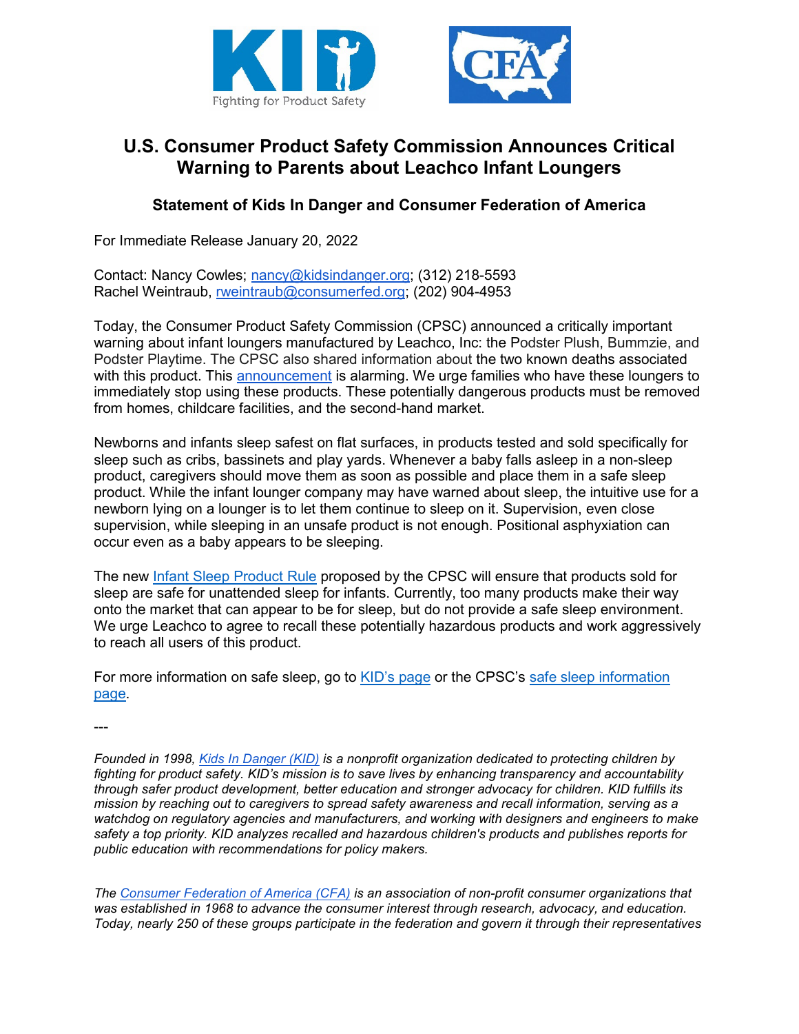# U.S. Consumer Product Safety Commission Announces Critical Warning to Parents about Leachco Infant Loungers

## Statement of Kids In Danger and Consumer Federation of America

For Immediate Release January 20, 2022

Contact: Nancy Cowles; nancy@kidsindanger.org; (312) 218-5593
Rachel Weintraub, rweintraub@consumerfed.org; (202) 904-4953

Today, the Consumer Product Safety Commission (CPSC) announced a critically important warning about infant loungers manufactured by Leachco, Inc: the Podster Plush, Bummzie, and Podster Playtime. The CPSC also shared information about the two known deaths associated with this product. This announcement is alarming. We urge families who have these loungers to immediately stop using these products. These potentially dangerous products must be removed from homes, childcare facilities, and the second-hand market.

Newborns and infants sleep safest on flat surfaces, in products tested and sold specifically for sleep such as cribs, bassinets and play yards. Whenever a baby falls asleep in a non-sleep product, caregivers should move them as soon as possible and place them in a safe sleep product. While the infant lounger company may have warned about sleep, the intuitive use for a newborn lying on a lounger is to let them continue to sleep on it. Supervision, even close supervision, while sleeping in an unsafe product is not enough. Positional asphyxiation can occur even as a baby appears to be sleeping.

The new Infant Sleep Product Rule proposed by the CPSC will ensure that products sold for sleep are safe for unattended sleep for infants. Currently, too many products make their way onto the market that can appear to be for sleep, but do not provide a safe sleep environment. We urge Leachco to agree to recall these potentially hazardous products and work aggressively to reach all users of this product.

For more information on safe sleep, go to KID's page or the CPSC's safe sleep information page.

---

*Founded in 1998, Kids In Danger (KID) is a nonprofit organization dedicated to protecting children by fighting for product safety. KID's mission is to save lives by enhancing transparency and accountability through safer product development, better education and stronger advocacy for children. KID fulfills its mission by reaching out to caregivers to spread safety awareness and recall information, serving as a watchdog on regulatory agencies and manufacturers, and working with designers and engineers to make safety a top priority. KID analyzes recalled and hazardous children's products and publishes reports for public education with recommendations for policy makers.*

*The Consumer Federation of America (CFA) is an association of non-profit consumer organizations that was established in 1968 to advance the consumer interest through research, advocacy, and education. Today, nearly 250 of these groups participate in the federation and govern it through their representatives*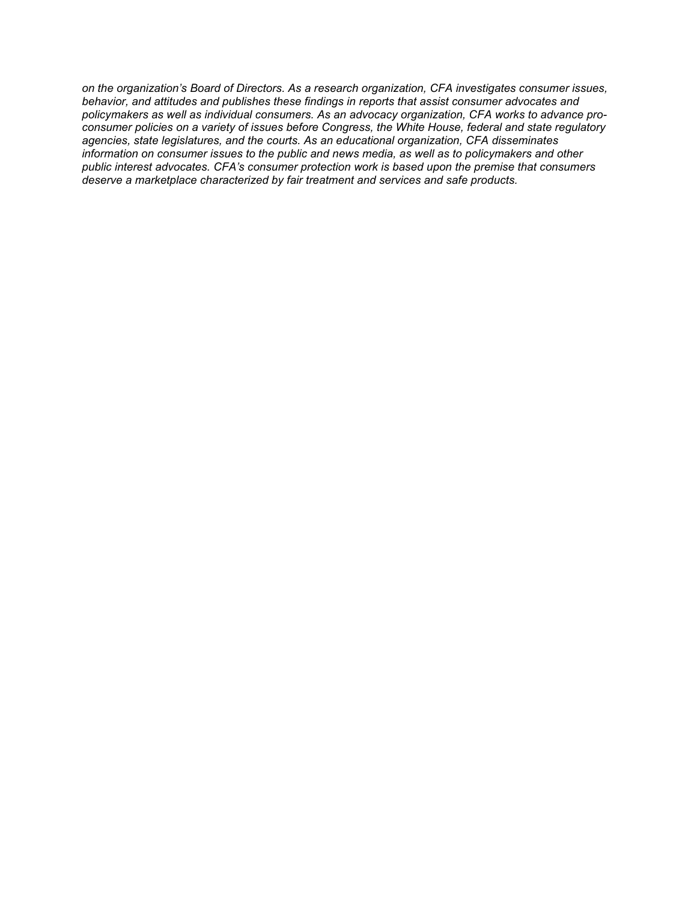*on the organization's Board of Directors. As a research organization, CFA investigates consumer issues, behavior, and attitudes and publishes these findings in reports that assist consumer advocates and policymakers as well as individual consumers. As an advocacy organization, CFA works to advance pro-consumer policies on a variety of issues before Congress, the White House, federal and state regulatory agencies, state legislatures, and the courts. As an educational organization, CFA disseminates information on consumer issues to the public and news media, as well as to policymakers and other public interest advocates. CFA's consumer protection work is based upon the premise that consumers deserve a marketplace characterized by fair treatment and services and safe products.*